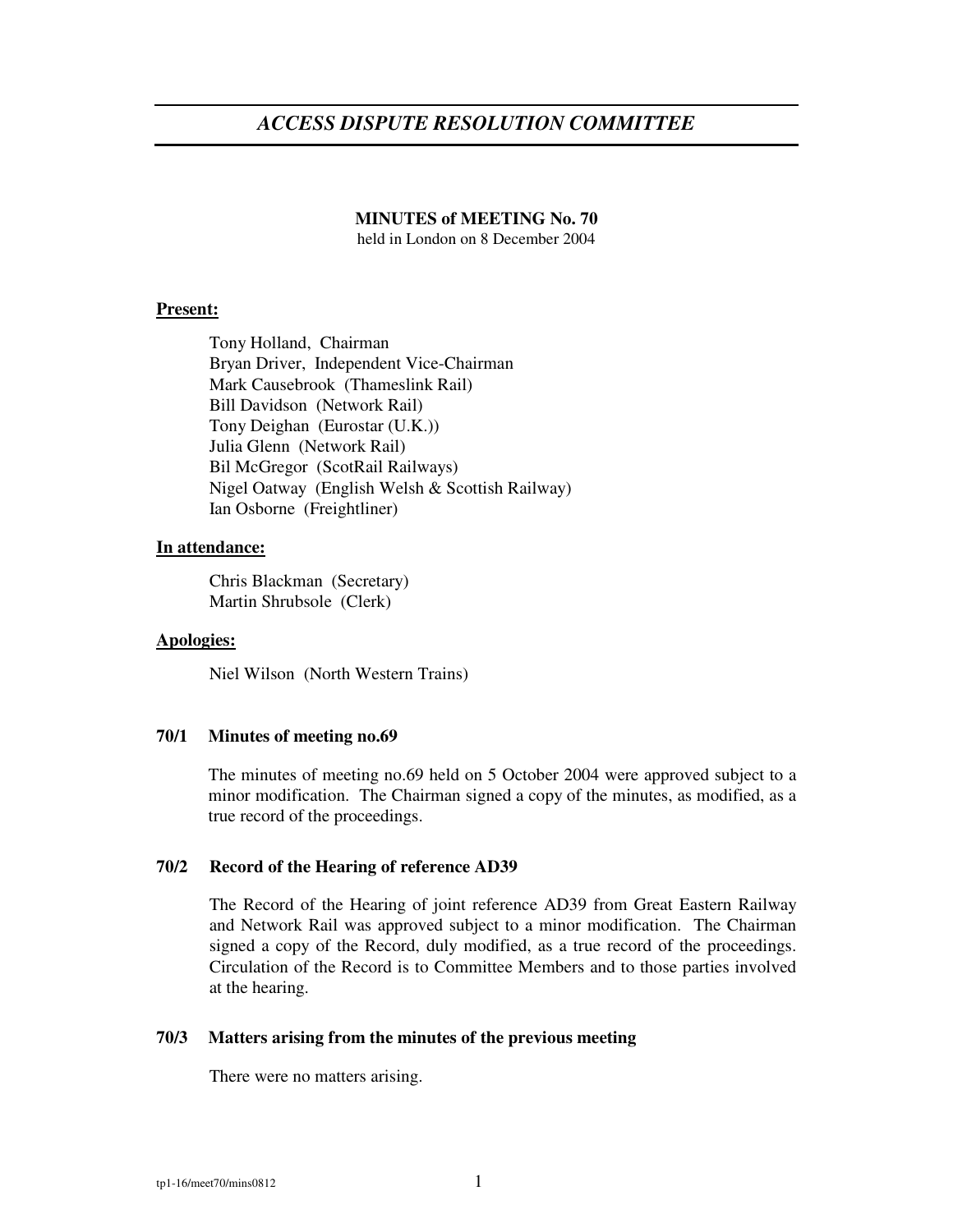# *ACCESS DISPUTE RESOLUTION COMMITTEE*

**MINUTES of MEETING No. 70**
held in London on 8 December 2004

**Present:**

Tony Holland, Chairman
Bryan Driver, Independent Vice-Chairman
Mark Causebrook (Thameslink Rail)
Bill Davidson (Network Rail)
Tony Deighan (Eurostar (U.K.))
Julia Glenn (Network Rail)
Bil McGregor (ScotRail Railways)
Nigel Oatway (English Welsh & Scottish Railway)
Ian Osborne (Freightliner)

**In attendance:**

Chris Blackman (Secretary)
Martin Shrubsole (Clerk)

**Apologies:**

Niel Wilson (North Western Trains)

**70/1 Minutes of meeting no.69**

The minutes of meeting no.69 held on 5 October 2004 were approved subject to a minor modification. The Chairman signed a copy of the minutes, as modified, as a true record of the proceedings.

**70/2 Record of the Hearing of reference AD39**

The Record of the Hearing of joint reference AD39 from Great Eastern Railway and Network Rail was approved subject to a minor modification. The Chairman signed a copy of the Record, duly modified, as a true record of the proceedings. Circulation of the Record is to Committee Members and to those parties involved at the hearing.

**70/3 Matters arising from the minutes of the previous meeting**

There were no matters arising.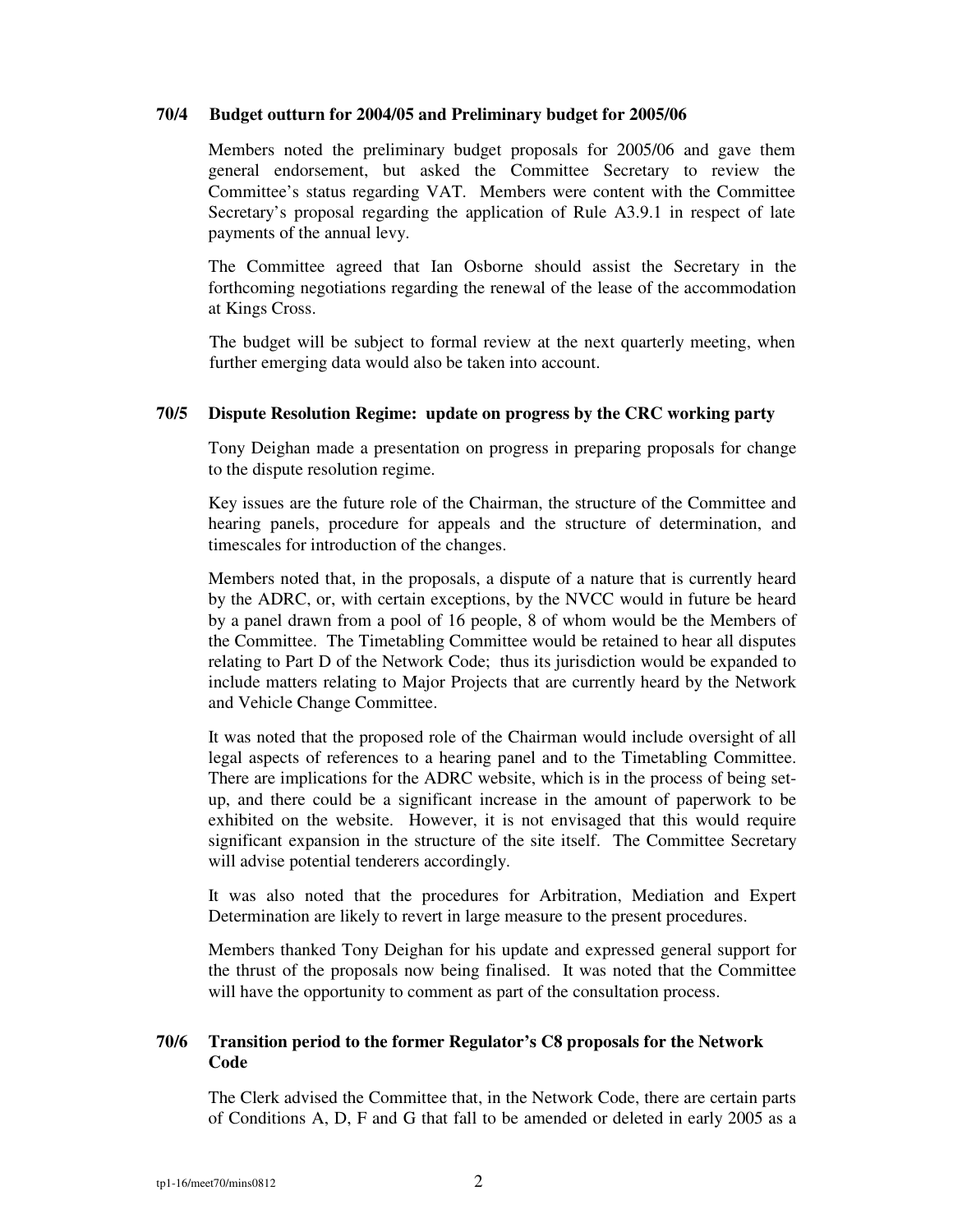### 70/4 Budget outturn for 2004/05 and Preliminary budget for 2005/06

Members noted the preliminary budget proposals for 2005/06 and gave them general endorsement, but asked the Committee Secretary to review the Committee's status regarding VAT. Members were content with the Committee Secretary's proposal regarding the application of Rule A3.9.1 in respect of late payments of the annual levy.

The Committee agreed that Ian Osborne should assist the Secretary in the forthcoming negotiations regarding the renewal of the lease of the accommodation at Kings Cross.

The budget will be subject to formal review at the next quarterly meeting, when further emerging data would also be taken into account.

### 70/5 Dispute Resolution Regime: update on progress by the CRC working party

Tony Deighan made a presentation on progress in preparing proposals for change to the dispute resolution regime.

Key issues are the future role of the Chairman, the structure of the Committee and hearing panels, procedure for appeals and the structure of determination, and timescales for introduction of the changes.

Members noted that, in the proposals, a dispute of a nature that is currently heard by the ADRC, or, with certain exceptions, by the NVCC would in future be heard by a panel drawn from a pool of 16 people, 8 of whom would be the Members of the Committee. The Timetabling Committee would be retained to hear all disputes relating to Part D of the Network Code; thus its jurisdiction would be expanded to include matters relating to Major Projects that are currently heard by the Network and Vehicle Change Committee.

It was noted that the proposed role of the Chairman would include oversight of all legal aspects of references to a hearing panel and to the Timetabling Committee. There are implications for the ADRC website, which is in the process of being set-up, and there could be a significant increase in the amount of paperwork to be exhibited on the website. However, it is not envisaged that this would require significant expansion in the structure of the site itself. The Committee Secretary will advise potential tenderers accordingly.

It was also noted that the procedures for Arbitration, Mediation and Expert Determination are likely to revert in large measure to the present procedures.

Members thanked Tony Deighan for his update and expressed general support for the thrust of the proposals now being finalised. It was noted that the Committee will have the opportunity to comment as part of the consultation process.

### 70/6 Transition period to the former Regulator's C8 proposals for the Network Code

The Clerk advised the Committee that, in the Network Code, there are certain parts of Conditions A, D, F and G that fall to be amended or deleted in early 2005 as a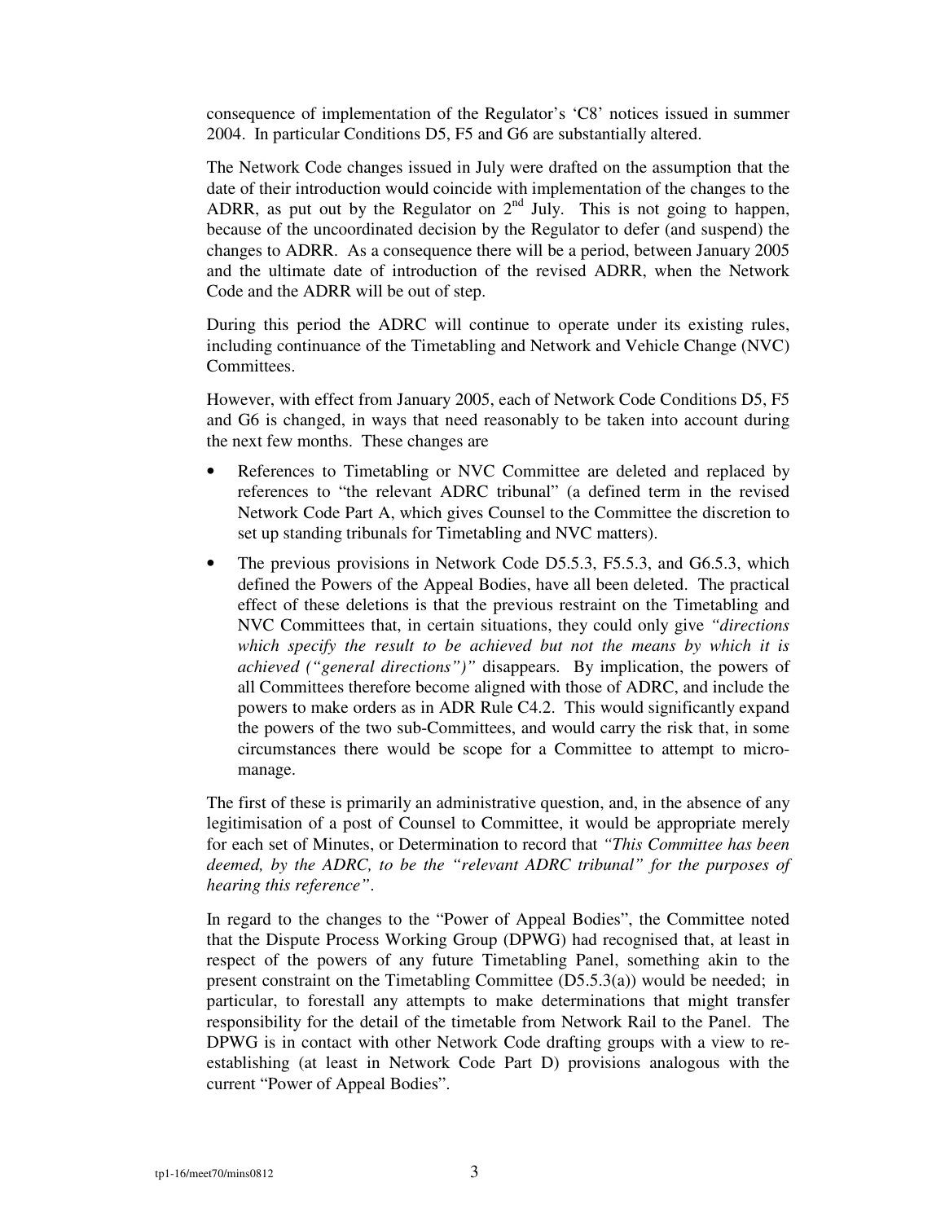consequence of implementation of the Regulator's 'C8' notices issued in summer 2004. In particular Conditions D5, F5 and G6 are substantially altered.

The Network Code changes issued in July were drafted on the assumption that the date of their introduction would coincide with implementation of the changes to the ADRR, as put out by the Regulator on 2nd July. This is not going to happen, because of the uncoordinated decision by the Regulator to defer (and suspend) the changes to ADRR. As a consequence there will be a period, between January 2005 and the ultimate date of introduction of the revised ADRR, when the Network Code and the ADRR will be out of step.

During this period the ADRC will continue to operate under its existing rules, including continuance of the Timetabling and Network and Vehicle Change (NVC) Committees.

However, with effect from January 2005, each of Network Code Conditions D5, F5 and G6 is changed, in ways that need reasonably to be taken into account during the next few months. These changes are

- References to Timetabling or NVC Committee are deleted and replaced by references to "the relevant ADRC tribunal" (a defined term in the revised Network Code Part A, which gives Counsel to the Committee the discretion to set up standing tribunals for Timetabling and NVC matters).
- The previous provisions in Network Code D5.5.3, F5.5.3, and G6.5.3, which defined the Powers of the Appeal Bodies, have all been deleted. The practical effect of these deletions is that the previous restraint on the Timetabling and NVC Committees that, in certain situations, they could only give *"directions which specify the result to be achieved but not the means by which it is achieved ("general directions")"* disappears. By implication, the powers of all Committees therefore become aligned with those of ADRC, and include the powers to make orders as in ADR Rule C4.2. This would significantly expand the powers of the two sub-Committees, and would carry the risk that, in some circumstances there would be scope for a Committee to attempt to micro-manage.

The first of these is primarily an administrative question, and, in the absence of any legitimisation of a post of Counsel to Committee, it would be appropriate merely for each set of Minutes, or Determination to record that *"This Committee has been deemed, by the ADRC, to be the "relevant ADRC tribunal" for the purposes of hearing this reference"*.

In regard to the changes to the "Power of Appeal Bodies", the Committee noted that the Dispute Process Working Group (DPWG) had recognised that, at least in respect of the powers of any future Timetabling Panel, something akin to the present constraint on the Timetabling Committee (D5.5.3(a)) would be needed; in particular, to forestall any attempts to make determinations that might transfer responsibility for the detail of the timetable from Network Rail to the Panel. The DPWG is in contact with other Network Code drafting groups with a view to re-establishing (at least in Network Code Part D) provisions analogous with the current "Power of Appeal Bodies".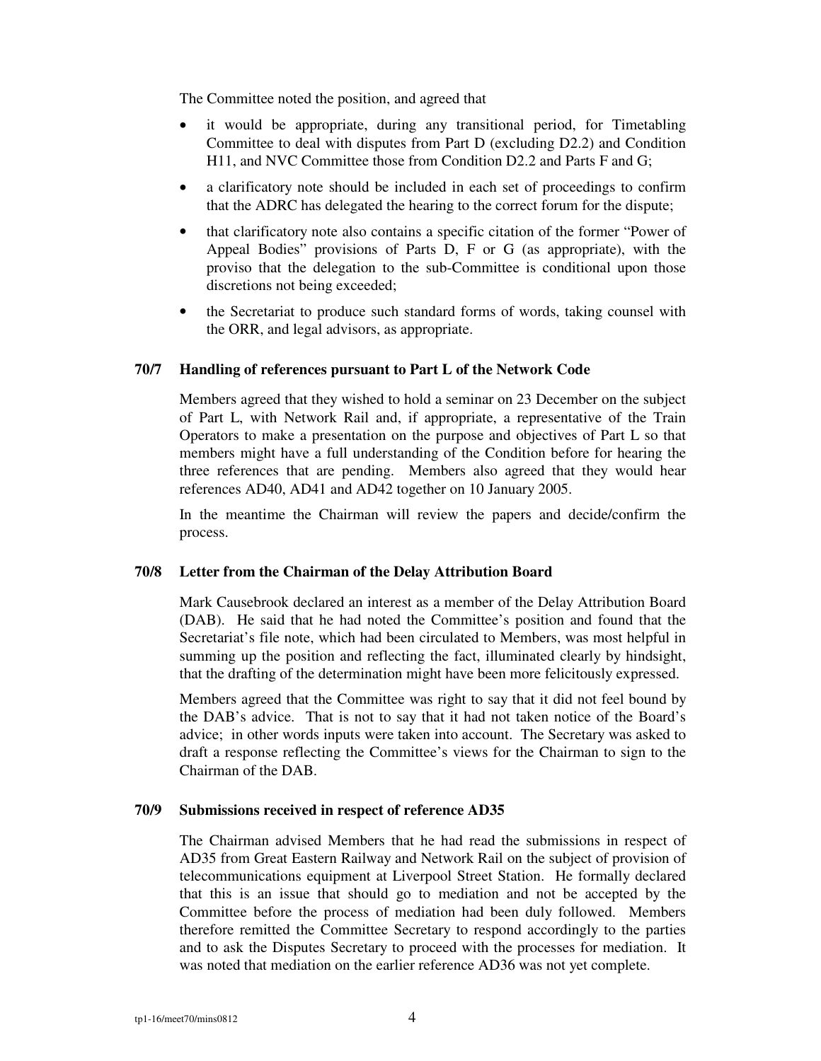The Committee noted the position, and agreed that

- it would be appropriate, during any transitional period, for Timetabling Committee to deal with disputes from Part D (excluding D2.2) and Condition H11, and NVC Committee those from Condition D2.2 and Parts F and G;
- a clarificatory note should be included in each set of proceedings to confirm that the ADRC has delegated the hearing to the correct forum for the dispute;
- that clarificatory note also contains a specific citation of the former "Power of Appeal Bodies" provisions of Parts D, F or G (as appropriate), with the proviso that the delegation to the sub-Committee is conditional upon those discretions not being exceeded;
- the Secretariat to produce such standard forms of words, taking counsel with the ORR, and legal advisors, as appropriate.

**70/7 Handling of references pursuant to Part L of the Network Code**

Members agreed that they wished to hold a seminar on 23 December on the subject of Part L, with Network Rail and, if appropriate, a representative of the Train Operators to make a presentation on the purpose and objectives of Part L so that members might have a full understanding of the Condition before for hearing the three references that are pending. Members also agreed that they would hear references AD40, AD41 and AD42 together on 10 January 2005.

In the meantime the Chairman will review the papers and decide/confirm the process.

**70/8 Letter from the Chairman of the Delay Attribution Board**

Mark Causebrook declared an interest as a member of the Delay Attribution Board (DAB). He said that he had noted the Committee's position and found that the Secretariat's file note, which had been circulated to Members, was most helpful in summing up the position and reflecting the fact, illuminated clearly by hindsight, that the drafting of the determination might have been more felicitously expressed.

Members agreed that the Committee was right to say that it did not feel bound by the DAB's advice. That is not to say that it had not taken notice of the Board's advice; in other words inputs were taken into account. The Secretary was asked to draft a response reflecting the Committee's views for the Chairman to sign to the Chairman of the DAB.

**70/9 Submissions received in respect of reference AD35**

The Chairman advised Members that he had read the submissions in respect of AD35 from Great Eastern Railway and Network Rail on the subject of provision of telecommunications equipment at Liverpool Street Station. He formally declared that this is an issue that should go to mediation and not be accepted by the Committee before the process of mediation had been duly followed. Members therefore remitted the Committee Secretary to respond accordingly to the parties and to ask the Disputes Secretary to proceed with the processes for mediation. It was noted that mediation on the earlier reference AD36 was not yet complete.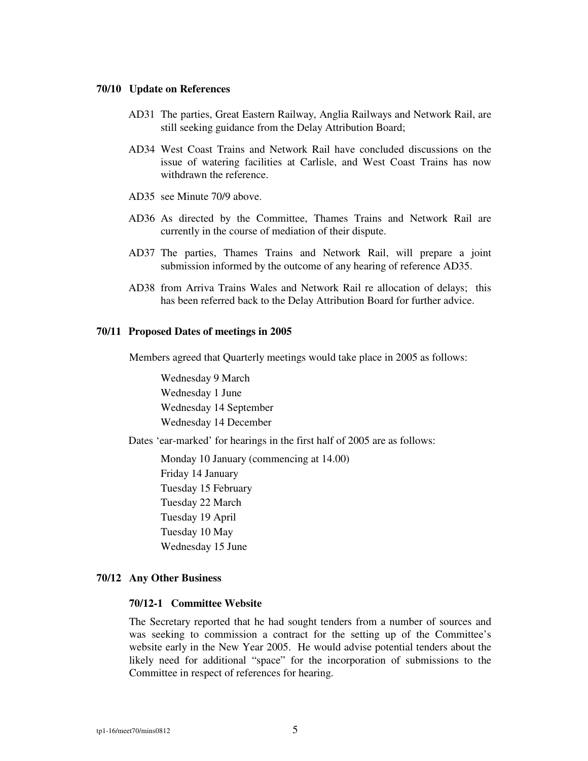**70/10 Update on References**

AD31 The parties, Great Eastern Railway, Anglia Railways and Network Rail, are still seeking guidance from the Delay Attribution Board;

AD34 West Coast Trains and Network Rail have concluded discussions on the issue of watering facilities at Carlisle, and West Coast Trains has now withdrawn the reference.

AD35 see Minute 70/9 above.

AD36 As directed by the Committee, Thames Trains and Network Rail are currently in the course of mediation of their dispute.

AD37 The parties, Thames Trains and Network Rail, will prepare a joint submission informed by the outcome of any hearing of reference AD35.

AD38 from Arriva Trains Wales and Network Rail re allocation of delays; this has been referred back to the Delay Attribution Board for further advice.

**70/11 Proposed Dates of meetings in 2005**

Members agreed that Quarterly meetings would take place in 2005 as follows:

Wednesday 9 March
Wednesday 1 June
Wednesday 14 September
Wednesday 14 December

Dates 'ear-marked' for hearings in the first half of 2005 are as follows:

Monday 10 January (commencing at 14.00)
Friday 14 January
Tuesday 15 February
Tuesday 22 March
Tuesday 19 April
Tuesday 10 May
Wednesday 15 June

**70/12 Any Other Business**

**70/12-1 Committee Website**

The Secretary reported that he had sought tenders from a number of sources and was seeking to commission a contract for the setting up of the Committee's website early in the New Year 2005. He would advise potential tenders about the likely need for additional "space" for the incorporation of submissions to the Committee in respect of references for hearing.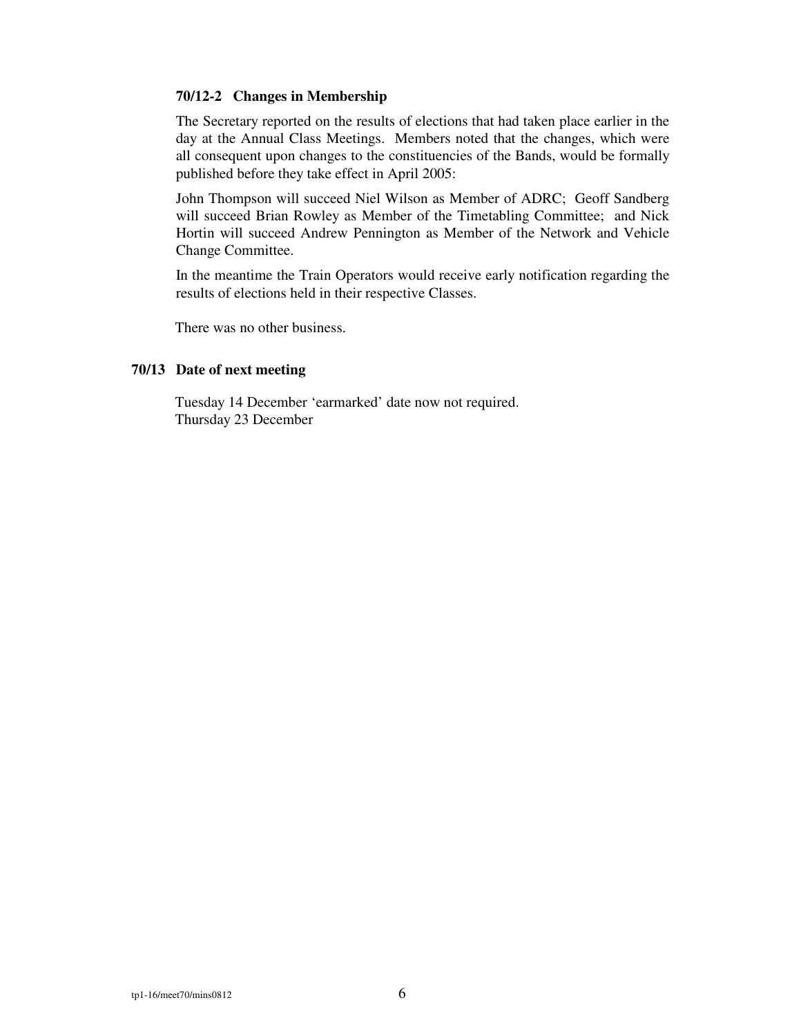### 70/12-2 Changes in Membership

The Secretary reported on the results of elections that had taken place earlier in the day at the Annual Class Meetings. Members noted that the changes, which were all consequent upon changes to the constituencies of the Bands, would be formally published before they take effect in April 2005:

John Thompson will succeed Niel Wilson as Member of ADRC; Geoff Sandberg will succeed Brian Rowley as Member of the Timetabling Committee; and Nick Hortin will succeed Andrew Pennington as Member of the Network and Vehicle Change Committee.

In the meantime the Train Operators would receive early notification regarding the results of elections held in their respective Classes.

There was no other business.

## 70/13 Date of next meeting

Tuesday 14 December 'earmarked' date now not required.
Thursday 23 December